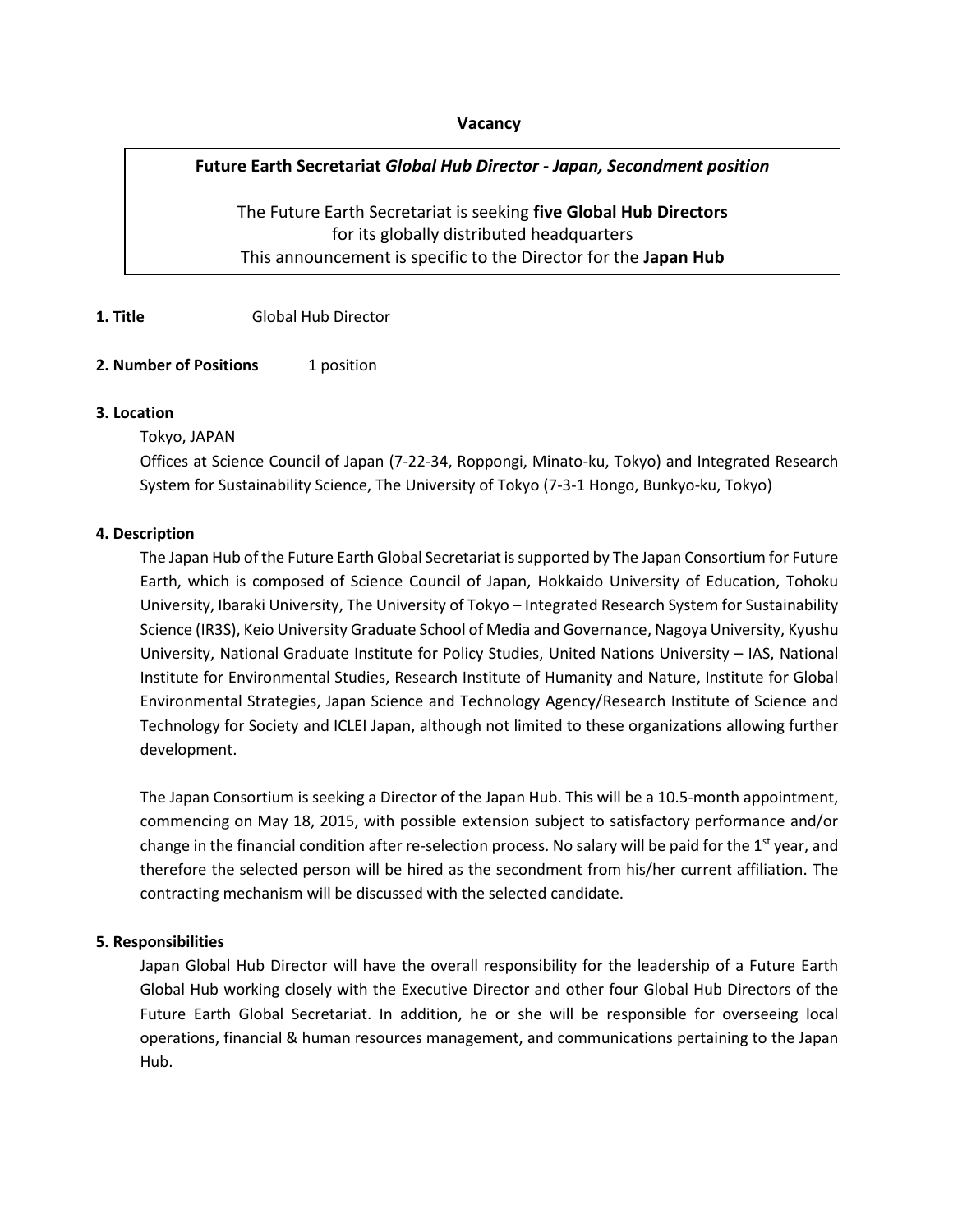**Vacancy**

**Future Earth Secretariat** ***Global Hub Director - Japan, Secondment position***

The Future Earth Secretariat is seeking **five Global Hub Directors** for its globally distributed headquarters
This announcement is specific to the Director for the **Japan Hub**

**1. Title** Global Hub Director

**2. Number of Positions** 1 position

**3. Location**

Tokyo, JAPAN

Offices at Science Council of Japan (7-22-34, Roppongi, Minato-ku, Tokyo) and Integrated Research System for Sustainability Science, The University of Tokyo (7-3-1 Hongo, Bunkyo-ku, Tokyo)

**4. Description**

The Japan Hub of the Future Earth Global Secretariat is supported by The Japan Consortium for Future Earth, which is composed of Science Council of Japan, Hokkaido University of Education, Tohoku University, Ibaraki University, The University of Tokyo – Integrated Research System for Sustainability Science (IR3S), Keio University Graduate School of Media and Governance, Nagoya University, Kyushu University, National Graduate Institute for Policy Studies, United Nations University – IAS, National Institute for Environmental Studies, Research Institute of Humanity and Nature, Institute for Global Environmental Strategies, Japan Science and Technology Agency/Research Institute of Science and Technology for Society and ICLEI Japan, although not limited to these organizations allowing further development.

The Japan Consortium is seeking a Director of the Japan Hub. This will be a 10.5-month appointment, commencing on May 18, 2015, with possible extension subject to satisfactory performance and/or change in the financial condition after re-selection process. No salary will be paid for the 1st year, and therefore the selected person will be hired as the secondment from his/her current affiliation. The contracting mechanism will be discussed with the selected candidate.

**5. Responsibilities**

Japan Global Hub Director will have the overall responsibility for the leadership of a Future Earth Global Hub working closely with the Executive Director and other four Global Hub Directors of the Future Earth Global Secretariat. In addition, he or she will be responsible for overseeing local operations, financial & human resources management, and communications pertaining to the Japan Hub.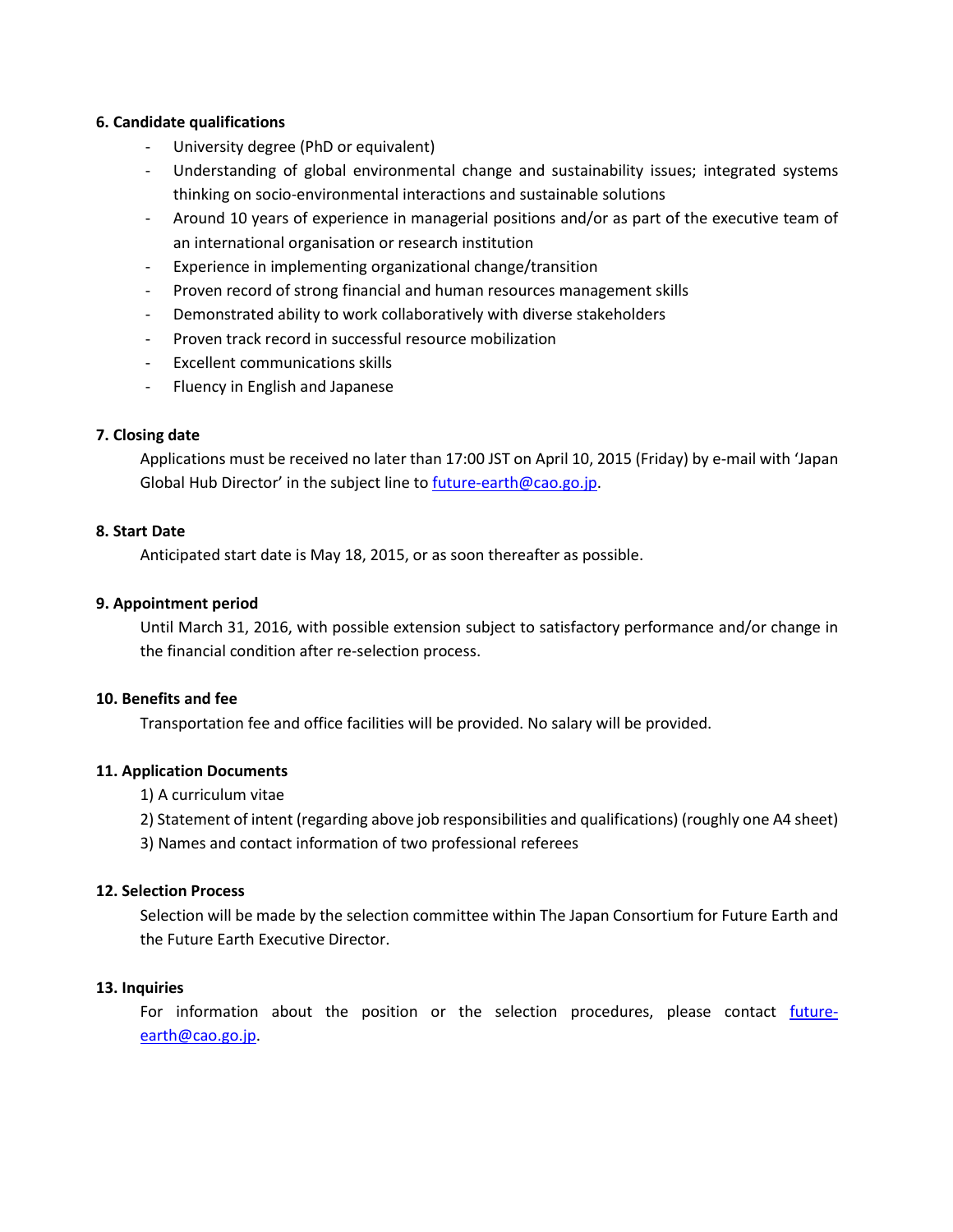**6. Candidate qualifications**

- University degree (PhD or equivalent)
- Understanding of global environmental change and sustainability issues; integrated systems thinking on socio-environmental interactions and sustainable solutions
- Around 10 years of experience in managerial positions and/or as part of the executive team of an international organisation or research institution
- Experience in implementing organizational change/transition
- Proven record of strong financial and human resources management skills
- Demonstrated ability to work collaboratively with diverse stakeholders
- Proven track record in successful resource mobilization
- Excellent communications skills
- Fluency in English and Japanese

**7. Closing date**

Applications must be received no later than 17:00 JST on April 10, 2015 (Friday) by e-mail with 'Japan Global Hub Director' in the subject line to future-earth@cao.go.jp.

**8. Start Date**

Anticipated start date is May 18, 2015, or as soon thereafter as possible.

**9. Appointment period**

Until March 31, 2016, with possible extension subject to satisfactory performance and/or change in the financial condition after re-selection process.

**10. Benefits and fee**

Transportation fee and office facilities will be provided. No salary will be provided.

**11. Application Documents**

1) A curriculum vitae

2) Statement of intent (regarding above job responsibilities and qualifications) (roughly one A4 sheet)

3) Names and contact information of two professional referees

**12. Selection Process**

Selection will be made by the selection committee within The Japan Consortium for Future Earth and the Future Earth Executive Director.

**13. Inquiries**

For information about the position or the selection procedures, please contact future-earth@cao.go.jp.